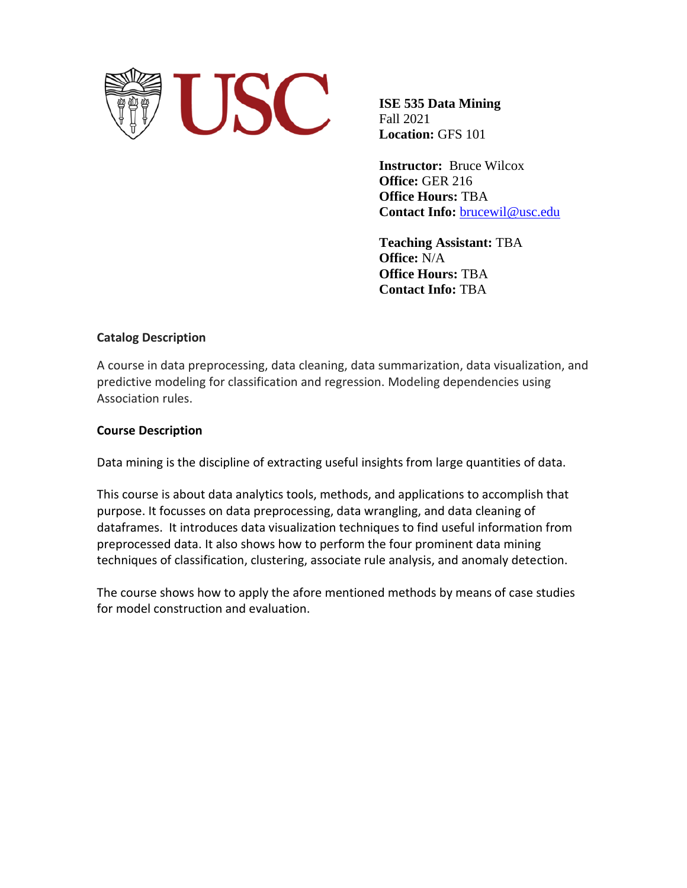**ISE 535 Data Mining**
Fall 2021
**Location:** GFS 101

**Instructor:** Bruce Wilcox
**Office:** GER 216
**Office Hours:** TBA
**Contact Info:** brucewil@usc.edu

**Teaching Assistant:** TBA
**Office:** N/A
**Office Hours:** TBA
**Contact Info:** TBA

## Catalog Description

A course in data preprocessing, data cleaning, data summarization, data visualization, and predictive modeling for classification and regression. Modeling dependencies using Association rules.

## Course Description

Data mining is the discipline of extracting useful insights from large quantities of data.

This course is about data analytics tools, methods, and applications to accomplish that purpose. It focusses on data preprocessing, data wrangling, and data cleaning of dataframes. It introduces data visualization techniques to find useful information from preprocessed data. It also shows how to perform the four prominent data mining techniques of classification, clustering, associate rule analysis, and anomaly detection.

The course shows how to apply the afore mentioned methods by means of case studies for model construction and evaluation.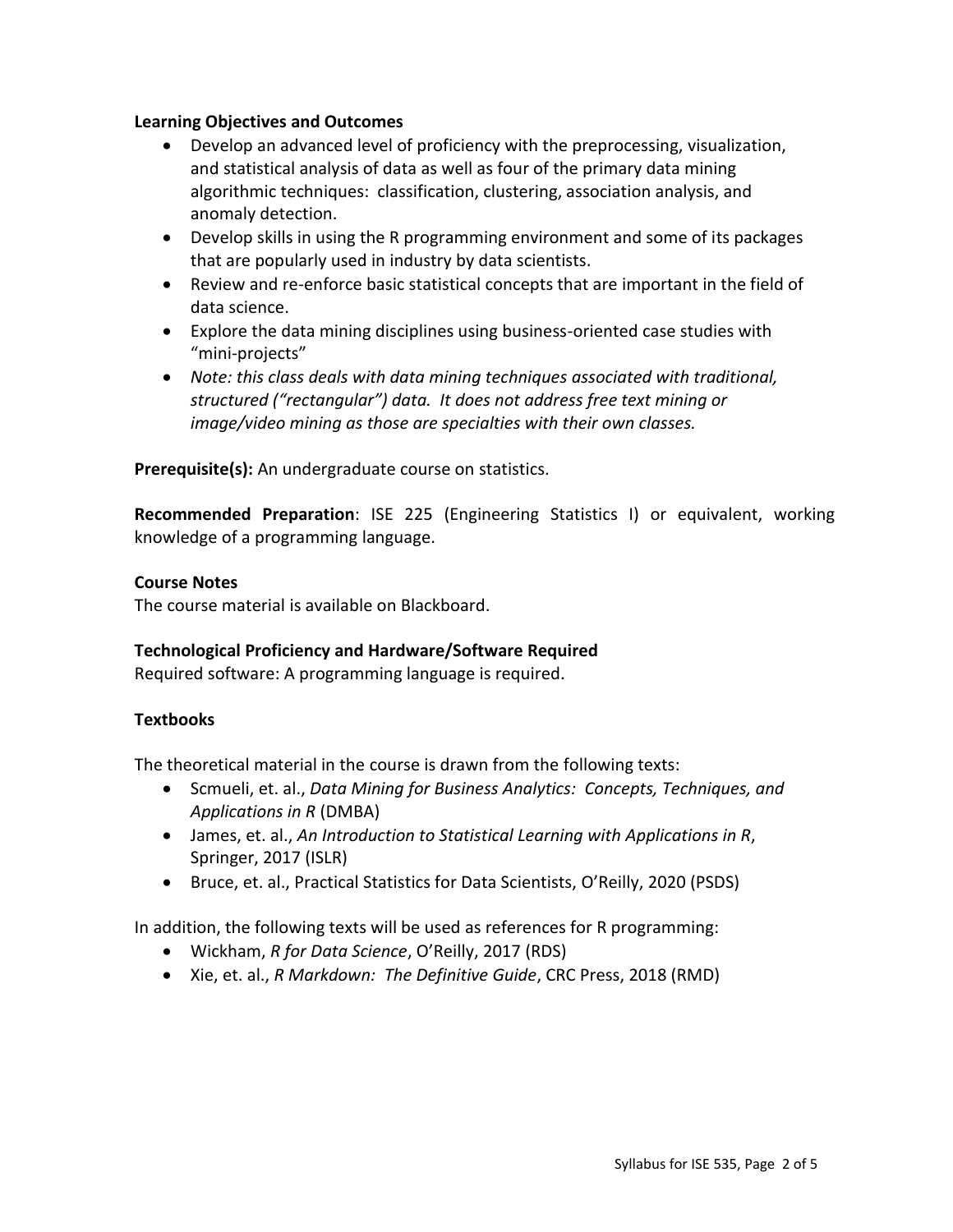**Learning Objectives and Outcomes**

- Develop an advanced level of proficiency with the preprocessing, visualization, and statistical analysis of data as well as four of the primary data mining algorithmic techniques: classification, clustering, association analysis, and anomaly detection.
- Develop skills in using the R programming environment and some of its packages that are popularly used in industry by data scientists.
- Review and re-enforce basic statistical concepts that are important in the field of data science.
- Explore the data mining disciplines using business-oriented case studies with "mini-projects"
- *Note: this class deals with data mining techniques associated with traditional, structured ("rectangular") data. It does not address free text mining or image/video mining as those are specialties with their own classes.*

**Prerequisite(s):** An undergraduate course on statistics.

**Recommended Preparation**: ISE 225 (Engineering Statistics I) or equivalent, working knowledge of a programming language.

**Course Notes**

The course material is available on Blackboard.

**Technological Proficiency and Hardware/Software Required**

Required software: A programming language is required.

**Textbooks**

The theoretical material in the course is drawn from the following texts:

- Scmueli, et. al., *Data Mining for Business Analytics: Concepts, Techniques, and Applications in R* (DMBA)
- James, et. al., *An Introduction to Statistical Learning with Applications in R*, Springer, 2017 (ISLR)
- Bruce, et. al., Practical Statistics for Data Scientists, O'Reilly, 2020 (PSDS)

In addition, the following texts will be used as references for R programming:

- Wickham, *R for Data Science*, O'Reilly, 2017 (RDS)
- Xie, et. al., *R Markdown: The Definitive Guide*, CRC Press, 2018 (RMD)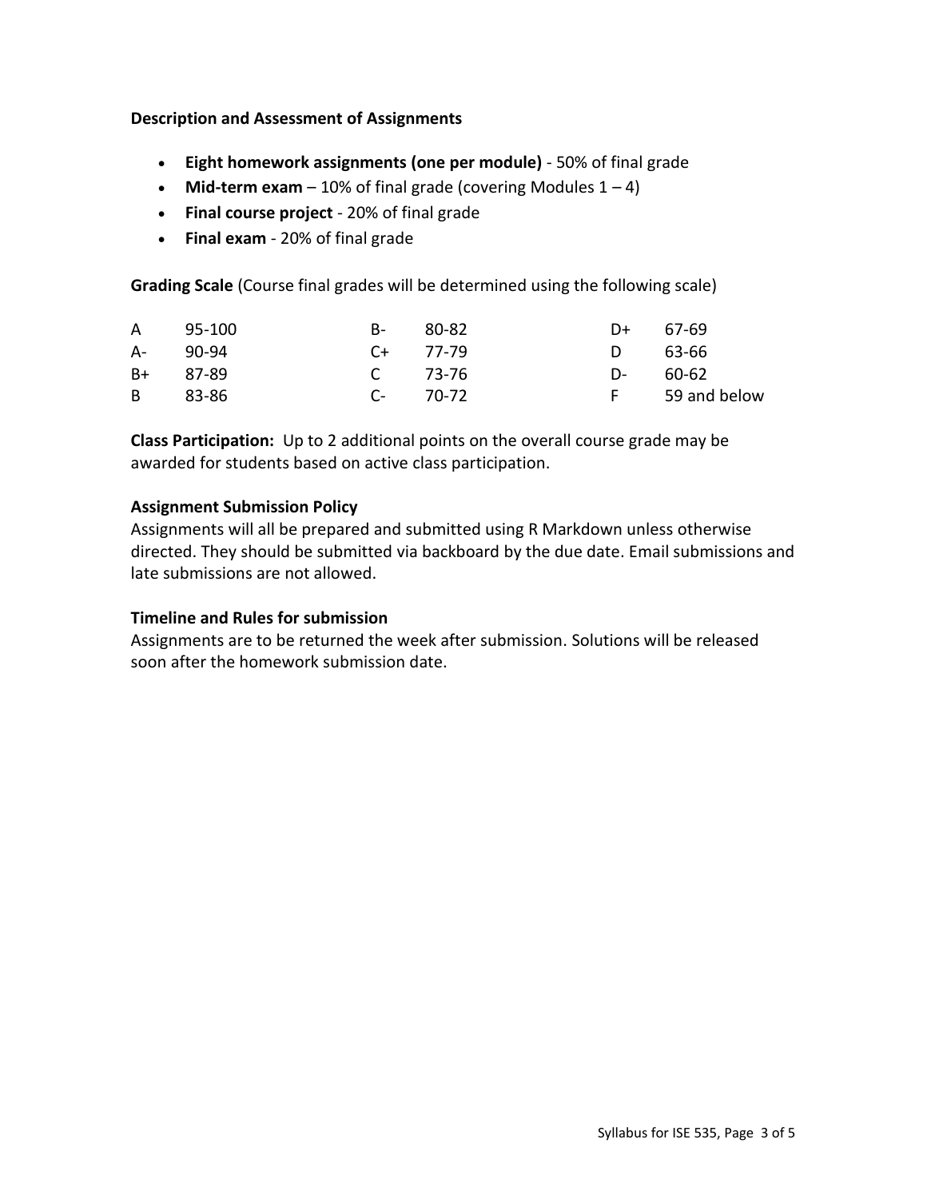**Description and Assessment of Assignments**

- **Eight homework assignments (one per module)** - 50% of final grade
- **Mid-term exam** – 10% of final grade (covering Modules 1 – 4)
- **Final course project** - 20% of final grade
- **Final exam** - 20% of final grade

**Grading Scale** (Course final grades will be determined using the following scale)

| | | | | | |
|---|---|---|---|---|---|
| A | 95-100 | B- | 80-82 | D+ | 67-69 |
| A- | 90-94 | C+ | 77-79 | D | 63-66 |
| B+ | 87-89 | C | 73-76 | D- | 60-62 |
| B | 83-86 | C- | 70-72 | F | 59 and below |

**Class Participation:** Up to 2 additional points on the overall course grade may be awarded for students based on active class participation.

**Assignment Submission Policy**

Assignments will all be prepared and submitted using R Markdown unless otherwise directed. They should be submitted via backboard by the due date. Email submissions and late submissions are not allowed.

**Timeline and Rules for submission**

Assignments are to be returned the week after submission. Solutions will be released soon after the homework submission date.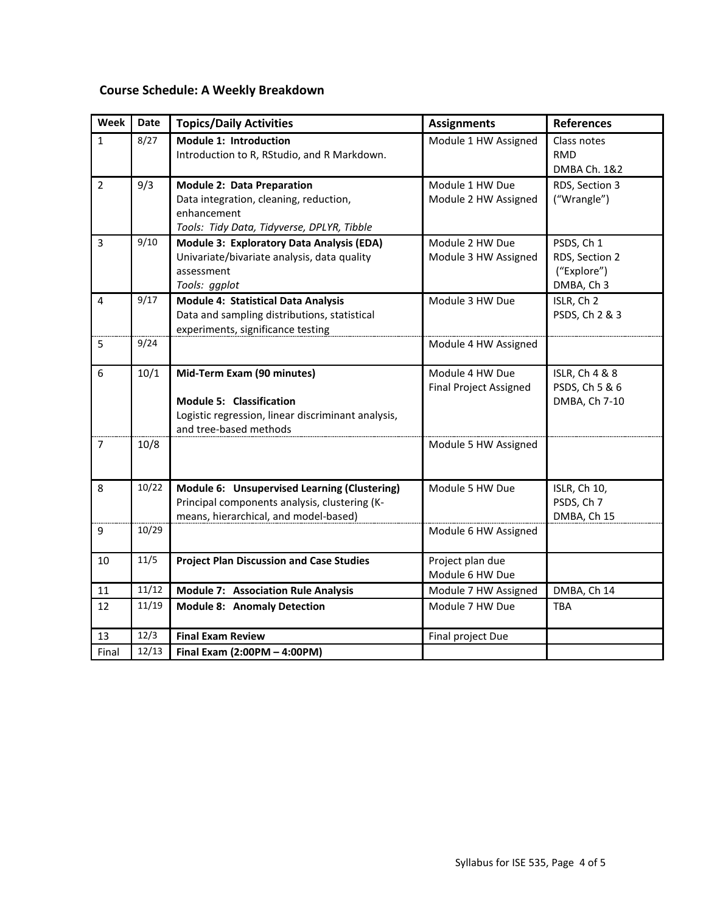## Course Schedule: A Weekly Breakdown

| Week | Date | Topics/Daily Activities | Assignments | References |
|---|---|---|---|---|
| 1 | 8/27 | **Module 1: Introduction**<br>Introduction to R, RStudio, and R Markdown. | Module 1 HW Assigned | Class notes<br>RMD<br>DMBA Ch. 1&2 |
| 2 | 9/3 | **Module 2: Data Preparation**<br>Data integration, cleaning, reduction, enhancement<br>*Tools: Tidy Data, Tidyverse, DPLYR, Tibble* | Module 1 HW Due<br>Module 2 HW Assigned | RDS, Section 3 ("Wrangle") |
| 3 | 9/10 | **Module 3: Exploratory Data Analysis (EDA)**<br>Univariate/bivariate analysis, data quality assessment<br>*Tools: ggplot* | Module 2 HW Due<br>Module 3 HW Assigned | PSDS, Ch 1<br>RDS, Section 2 ("Explore")<br>DMBA, Ch 3 |
| 4 | 9/17 | **Module 4: Statistical Data Analysis**<br>Data and sampling distributions, statistical experiments, significance testing | Module 3 HW Due | ISLR, Ch 2<br>PSDS, Ch 2 & 3 |
| 5 | 9/24 | | Module 4 HW Assigned | |
| 6 | 10/1 | **Mid-Term Exam (90 minutes)**<br><br>**Module 5: Classification**<br>Logistic regression, linear discriminant analysis, and tree-based methods | Module 4 HW Due<br>Final Project Assigned | ISLR, Ch 4 & 8<br>PSDS, Ch 5 & 6<br>DMBA, Ch 7-10 |
| 7 | 10/8 | | Module 5 HW Assigned | |
| 8 | 10/22 | **Module 6: Unsupervised Learning (Clustering)**<br>Principal components analysis, clustering (K-means, hierarchical, and model-based) | Module 5 HW Due | ISLR, Ch 10,<br>PSDS, Ch 7<br>DMBA, Ch 15 |
| 9 | 10/29 | | Module 6 HW Assigned | |
| 10 | 11/5 | **Project Plan Discussion and Case Studies** | Project plan due<br>Module 6 HW Due | |
| 11 | 11/12 | **Module 7: Association Rule Analysis** | Module 7 HW Assigned | DMBA, Ch 14 |
| 12 | 11/19 | **Module 8: Anomaly Detection** | Module 7 HW Due | TBA |
| 13 | 12/3 | **Final Exam Review** | Final project Due | |
| Final | 12/13 | **Final Exam (2:00PM – 4:00PM)** | | |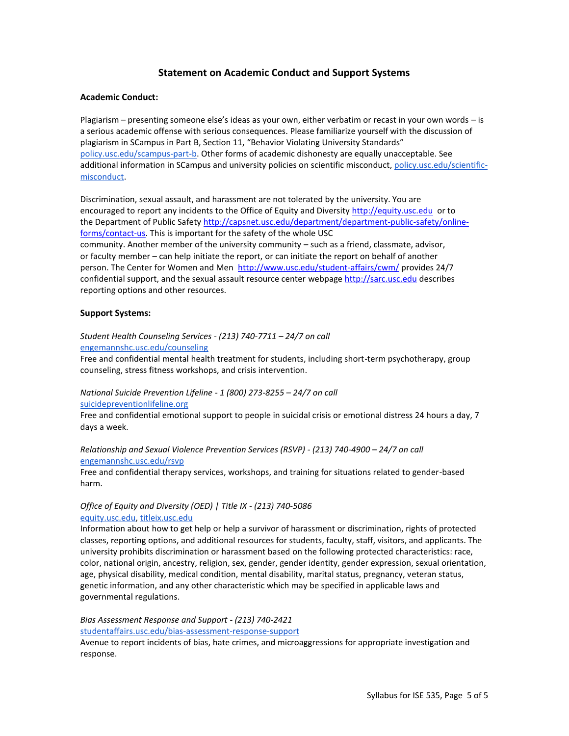## Statement on Academic Conduct and Support Systems

### Academic Conduct:

Plagiarism – presenting someone else's ideas as your own, either verbatim or recast in your own words – is a serious academic offense with serious consequences. Please familiarize yourself with the discussion of plagiarism in SCampus in Part B, Section 11, "Behavior Violating University Standards" policy.usc.edu/scampus-part-b. Other forms of academic dishonesty are equally unacceptable. See additional information in SCampus and university policies on scientific misconduct, policy.usc.edu/scientific-misconduct.

Discrimination, sexual assault, and harassment are not tolerated by the university. You are encouraged to report any incidents to the Office of Equity and Diversity http://equity.usc.edu or to the Department of Public Safety http://capsnet.usc.edu/department/department-public-safety/online-forms/contact-us. This is important for the safety of the whole USC community. Another member of the university community – such as a friend, classmate, advisor, or faculty member – can help initiate the report, or can initiate the report on behalf of another person. The Center for Women and Men http://www.usc.edu/student-affairs/cwm/ provides 24/7 confidential support, and the sexual assault resource center webpage http://sarc.usc.edu describes reporting options and other resources.

### Support Systems:

*Student Health Counseling Services - (213) 740-7711 – 24/7 on call*
engemannshc.usc.edu/counseling
Free and confidential mental health treatment for students, including short-term psychotherapy, group counseling, stress fitness workshops, and crisis intervention.

*National Suicide Prevention Lifeline - 1 (800) 273-8255 – 24/7 on call*
suicidepreventionlifeline.org
Free and confidential emotional support to people in suicidal crisis or emotional distress 24 hours a day, 7 days a week.

*Relationship and Sexual Violence Prevention Services (RSVP) - (213) 740-4900 – 24/7 on call*
engemannshc.usc.edu/rsvp
Free and confidential therapy services, workshops, and training for situations related to gender-based harm.

*Office of Equity and Diversity (OED) | Title IX - (213) 740-5086*
equity.usc.edu, titleix.usc.edu
Information about how to get help or help a survivor of harassment or discrimination, rights of protected classes, reporting options, and additional resources for students, faculty, staff, visitors, and applicants. The university prohibits discrimination or harassment based on the following protected characteristics: race, color, national origin, ancestry, religion, sex, gender, gender identity, gender expression, sexual orientation, age, physical disability, medical condition, mental disability, marital status, pregnancy, veteran status, genetic information, and any other characteristic which may be specified in applicable laws and governmental regulations.

*Bias Assessment Response and Support - (213) 740-2421*
studentaffairs.usc.edu/bias-assessment-response-support
Avenue to report incidents of bias, hate crimes, and microaggressions for appropriate investigation and response.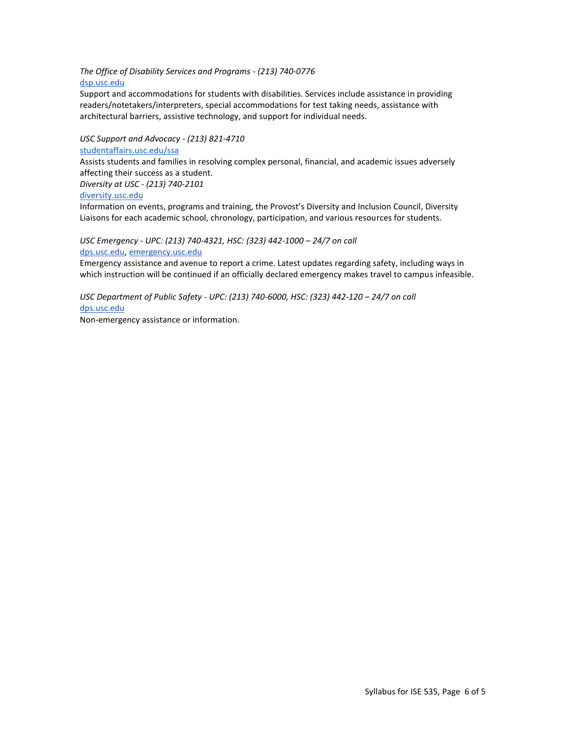*The Office of Disability Services and Programs - (213) 740-0776*
dsp.usc.edu
Support and accommodations for students with disabilities. Services include assistance in providing readers/notetakers/interpreters, special accommodations for test taking needs, assistance with architectural barriers, assistive technology, and support for individual needs.

*USC Support and Advocacy - (213) 821-4710*
studentaffairs.usc.edu/ssa
Assists students and families in resolving complex personal, financial, and academic issues adversely affecting their success as a student.
*Diversity at USC - (213) 740-2101*
diversity.usc.edu
Information on events, programs and training, the Provost's Diversity and Inclusion Council, Diversity Liaisons for each academic school, chronology, participation, and various resources for students.

*USC Emergency - UPC: (213) 740-4321, HSC: (323) 442-1000 – 24/7 on call*
dps.usc.edu, emergency.usc.edu
Emergency assistance and avenue to report a crime. Latest updates regarding safety, including ways in which instruction will be continued if an officially declared emergency makes travel to campus infeasible.

*USC Department of Public Safety - UPC: (213) 740-6000, HSC: (323) 442-120 – 24/7 on call*
dps.usc.edu
Non-emergency assistance or information.